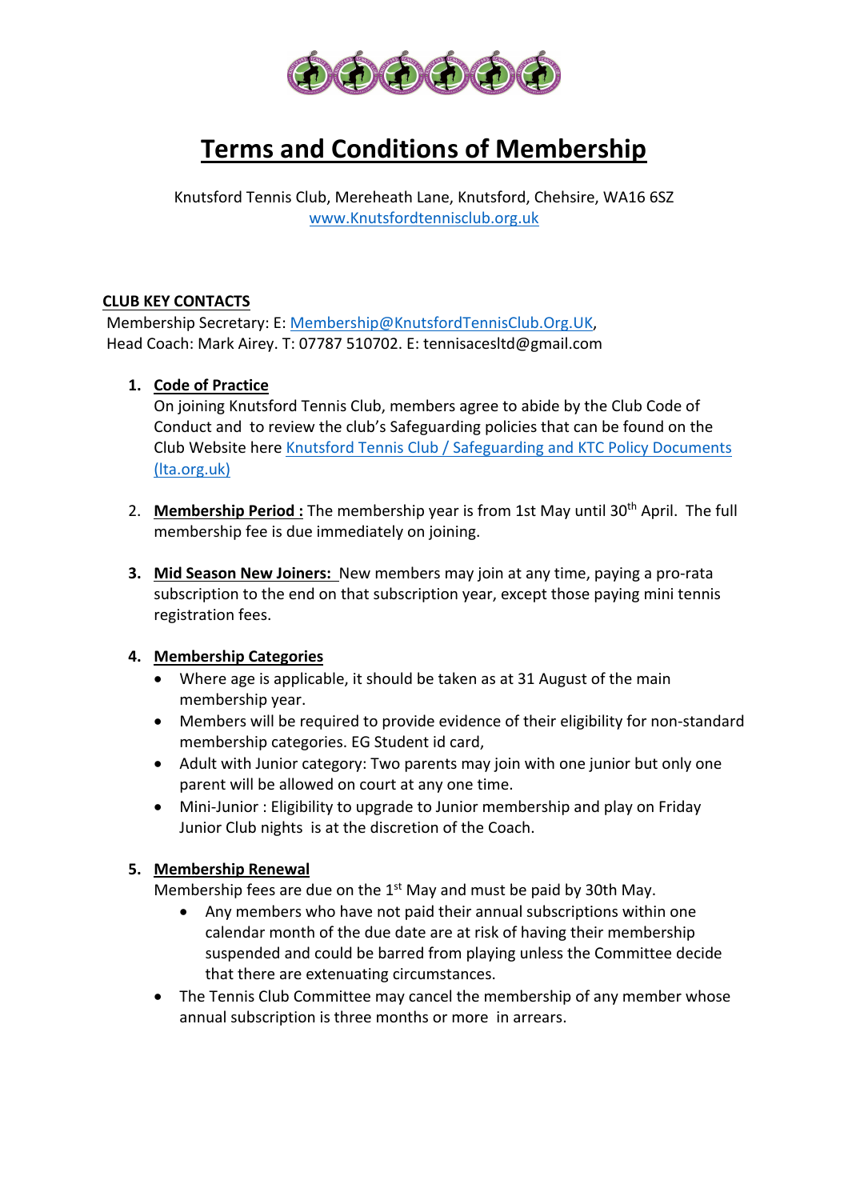# Terms and Conditions of Membership

Knutsford Tennis Club, Mereheath Lane, Knutsford, Chehsire, WA16 6SZ
www.Knutsfordtennisclub.org.uk

**CLUB KEY CONTACTS**

Membership Secretary: E: Membership@KnutsfordTennisClub.Org.UK,
Head Coach: Mark Airey. T: 07787 510702. E: tennisacesltd@gmail.com

1. **Code of Practice**
   On joining Knutsford Tennis Club, members agree to abide by the Club Code of Conduct and to review the club's Safeguarding policies that can be found on the Club Website here Knutsford Tennis Club / Safeguarding and KTC Policy Documents (lta.org.uk)

2. **Membership Period :** The membership year is from 1st May until 30th April. The full membership fee is due immediately on joining.

3. **Mid Season New Joiners:** New members may join at any time, paying a pro-rata subscription to the end on that subscription year, except those paying mini tennis registration fees.

4. **Membership Categories**
   - Where age is applicable, it should be taken as at 31 August of the main membership year.
   - Members will be required to provide evidence of their eligibility for non-standard membership categories. EG Student id card,
   - Adult with Junior category: Two parents may join with one junior but only one parent will be allowed on court at any one time.
   - Mini-Junior : Eligibility to upgrade to Junior membership and play on Friday Junior Club nights is at the discretion of the Coach.

5. **Membership Renewal**
   Membership fees are due on the 1st May and must be paid by 30th May.
   - Any members who have not paid their annual subscriptions within one calendar month of the due date are at risk of having their membership suspended and could be barred from playing unless the Committee decide that there are extenuating circumstances.
   - The Tennis Club Committee may cancel the membership of any member whose annual subscription is three months or more in arrears.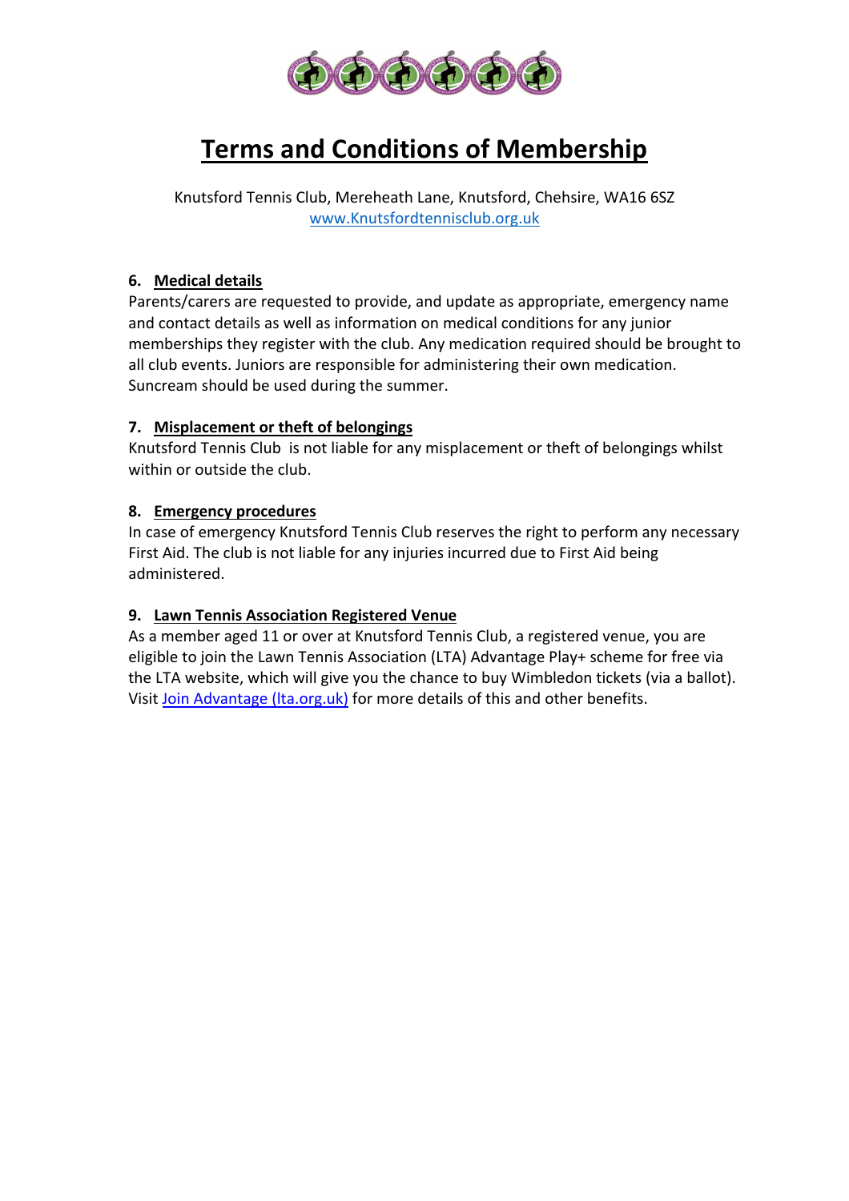# Terms and Conditions of Membership

Knutsford Tennis Club, Mereheath Lane, Knutsford, Chehsire, WA16 6SZ
www.Knutsfordtennisclub.org.uk

### 6. Medical details

Parents/carers are requested to provide, and update as appropriate, emergency name and contact details as well as information on medical conditions for any junior memberships they register with the club. Any medication required should be brought to all club events. Juniors are responsible for administering their own medication. Suncream should be used during the summer.

### 7. Misplacement or theft of belongings

Knutsford Tennis Club is not liable for any misplacement or theft of belongings whilst within or outside the club.

### 8. Emergency procedures

In case of emergency Knutsford Tennis Club reserves the right to perform any necessary First Aid. The club is not liable for any injuries incurred due to First Aid being administered.

### 9. Lawn Tennis Association Registered Venue

As a member aged 11 or over at Knutsford Tennis Club, a registered venue, you are eligible to join the Lawn Tennis Association (LTA) Advantage Play+ scheme for free via the LTA website, which will give you the chance to buy Wimbledon tickets (via a ballot). Visit Join Advantage (lta.org.uk) for more details of this and other benefits.